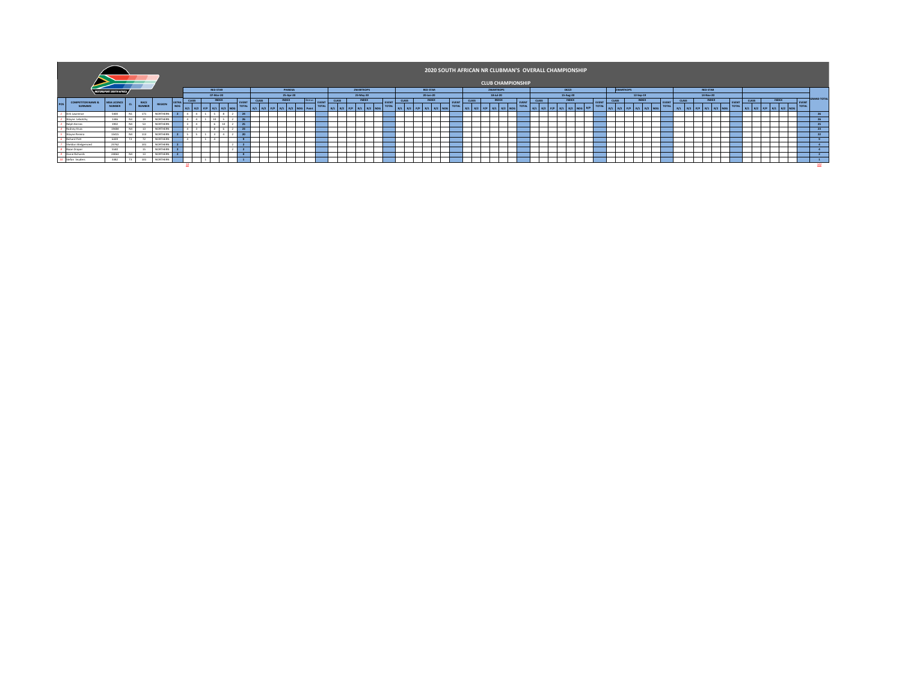# 2020 SOUTH AFRICAN NR CLUBMAN'S OVERALL CHAMPIONSHIP

## CLUB CHAMPIONSHIP

The first event (Red Star, 07-Mar-20) is shown with its full scoring columns. For the remaining events, every scoring column on the page is empty, so each is shown as a single column here.

| POS | COMPETITOR NAME & SURNAME | MSA LICENCE NUMBER | CL | RACE NUMBER | REGION | EXTRA NOG | RED STAR 07-Mar-20 CLASS R/1 | CLASS R/2 | P/P | INDEX R/1 | INDEX R/2 | NOG | EVENT TOTAL | PHAKISA 25-Apr-20 | ZWARTKOPS 23-May-20 | RED STAR 20-Jun-20 | ZWARTKOPS 18-Jul-20 | DEZZI 15-Aug-20 | ZWARTKOPS 12-Sep-19 | RED STAR 14-Nov-20 | (unnamed) | GRAND TOTAL |
|---|---|---|---|---|---|---|---|---|---|---|---|---|---|---|---|---|---|---|---|---|---|---|
| 1 | Kirk Lawrence | 5300 | N1 | 171 | NORTHERN | 2 | 4 | 4 | 1 | 5 | 8 | 2 | 24 | | | | | | | | | 26 |
| 2 | Wayne Lebotchy | 1346 | N3 | 39 | NORTHERN | | 4 | 4 | 1 | 10 | 5 | 2 | 26 | | | | | | | | | 26 |
| 3 | Ralph Kennes | 1902 | N3 | 54 | NORTHERN | | 3 | 4 | | 6 | 10 | 2 | 25 | | | | | | | | | 25 |
| 4 | Rodney Kruis | 19484 | N4 | 13 | NORTHERN | | 4 | 3 | | 8 | 6 | 2 | 23 | | | | | | | | | 23 |
| 5 | Wayne Pereira | 15415 | N4 | 110 | NORTHERN | 2 | 5 | 5 | 1 | 3 | 4 | 2 | 20 | | | | | | | | | 22 |
| 6 | Richard Pott | 6639 | T2 | 72 | NORTHERN | | 4 | | 1 | 4 | | | 9 | | | | | | | | | 9 |
| 7 | Sheldon Welgemoed | 25762 | | 101 | NORTHERN | 2 | | | | | | 2 | 2 | | | | | | | | | 4 |
| 8 | Reon Draper | 5540 | | 15 | NORTHERN | 2 | | | | | | 2 | 2 | | | | | | | | | 4 |
| 9 | Danie Richards | 24064 | N3 | 13 | NORTHERN | 2 | | | | | | | 0 | | | | | | | | | 2 |
| 10 | Stefan Snyders | 3382 | T3 | 101 | NORTHERN | | | | 1 | | | | 1 | | | | | | | | | 1 |
| | | | | | | 10 | | | | | | | | | | | | | | | | 142 |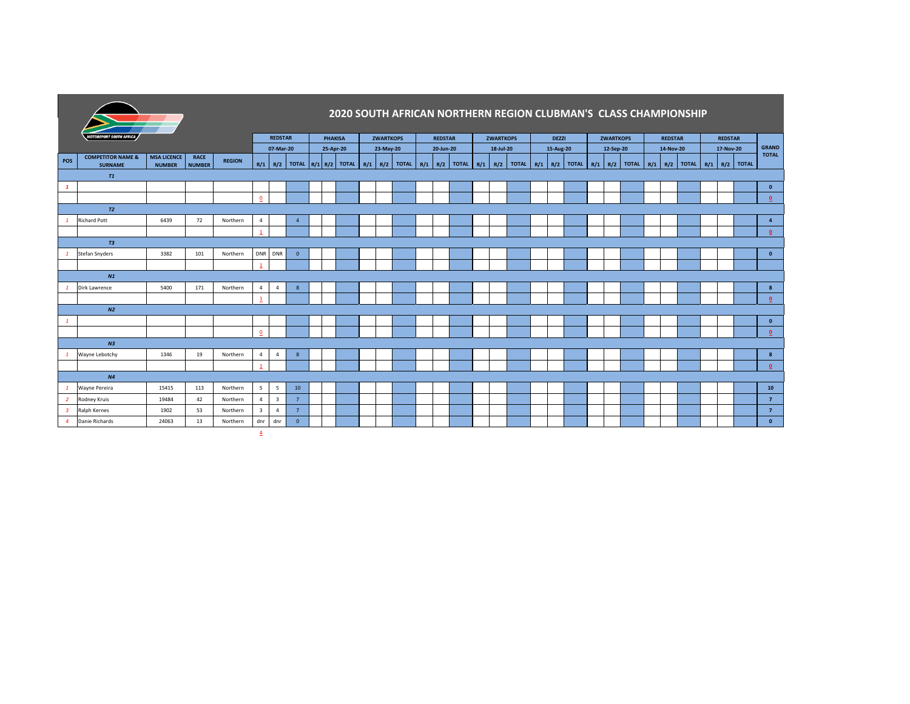# 2020 SOUTH AFRICAN NORTHERN REGION CLUBMAN'S CLASS CHAMPIONSHIP

| POS | COMPETITOR NAME & SURNAME | MSA LICENCE NUMBER | RACE NUMBER | REGION | REDSTAR 07-Mar-20 R/1 | R/2 | TOTAL | PHAKISA 25-Apr-20 R/1 | R/2 | TOTAL | ZWARTKOPS 23-May-20 R/1 | R/2 | TOTAL | REDSTAR 20-Jun-20 R/1 | R/2 | TOTAL | ZWARTKOPS 18-Jul-20 R/1 | R/2 | TOTAL | DEZZI 15-Aug-20 R/1 | R/2 | TOTAL | ZWARTKOPS 12-Sep-20 R/1 | R/2 | TOTAL | REDSTAR 14-Nov-20 R/1 | R/2 | TOTAL | REDSTAR 17-Nov-20 R/1 | R/2 | TOTAL | GRAND TOTAL |
|---|---|---|---|---|---|---|---|---|---|---|---|---|---|---|---|---|---|---|---|---|---|---|---|---|---|---|---|---|---|---|---|---|---|
| | *T1* | | | | | | | | | | | | | | | | | | | | | | | | | | | | | | | | |
| 1 | | | | | | | | | | | | | | | | | | | | | | | | | | | | | | | | | 0 |
| | | | | | 0 | | | | | | | | | | | | | | | | | | | | | | | | | | | | 0 |
| | *T2* | | | | | | | | | | | | | | | | | | | | | | | | | | | | | | | | |
| 1 | Richard Pott | 6439 | 72 | Northern | 4 | | 4 | | | | | | | | | | | | | | | | | | | | | | | | | | 4 |
| | | | | | 1 | | | | | | | | | | | | | | | | | | | | | | | | | | | | 0 |
| | *T3* | | | | | | | | | | | | | | | | | | | | | | | | | | | | | | | | |
| 1 | Stefan Snyders | 3382 | 101 | Northern | DNR | DNR | 0 | | | | | | | | | | | | | | | | | | | | | | | | | | 0 |
| | | | | | 1 | | | | | | | | | | | | | | | | | | | | | | | | | | | | |
| | *N1* | | | | | | | | | | | | | | | | | | | | | | | | | | | | | | | | |
| 1 | Dirk Lawrence | 5400 | 171 | Northern | 4 | 4 | 8 | | | | | | | | | | | | | | | | | | | | | | | | | | 8 |
| | | | | | 1 | | | | | | | | | | | | | | | | | | | | | | | | | | | | 0 |
| | *N2* | | | | | | | | | | | | | | | | | | | | | | | | | | | | | | | | |
| 1 | | | | | | | | | | | | | | | | | | | | | | | | | | | | | | | | | 0 |
| | | | | | 0 | | | | | | | | | | | | | | | | | | | | | | | | | | | | 0 |
| | *N3* | | | | | | | | | | | | | | | | | | | | | | | | | | | | | | | | |
| 1 | Wayne Lebotchy | 1346 | 19 | Northern | 4 | 4 | 8 | | | | | | | | | | | | | | | | | | | | | | | | | | 8 |
| | | | | | 1 | | | | | | | | | | | | | | | | | | | | | | | | | | | | 0 |
| | *N4* | | | | | | | | | | | | | | | | | | | | | | | | | | | | | | | | |
| 1 | Wayne Pereira | 15415 | 113 | Northern | 5 | 5 | 10 | | | | | | | | | | | | | | | | | | | | | | | | | | 10 |
| 2 | Rodney Kruis | 19484 | 42 | Northern | 4 | 3 | 7 | | | | | | | | | | | | | | | | | | | | | | | | | | 7 |
| 3 | Ralph Kernes | 1902 | 53 | Northern | 3 | 4 | 7 | | | | | | | | | | | | | | | | | | | | | | | | | | 7 |
| 4 | Danie Richards | 24063 | 13 | Northern | dnr | dnr | 0 | | | | | | | | | | | | | | | | | | | | | | | | | | 0 |
| | | | | | 4 | | | | | | | | | | | | | | | | | | | | | | | | | | | | |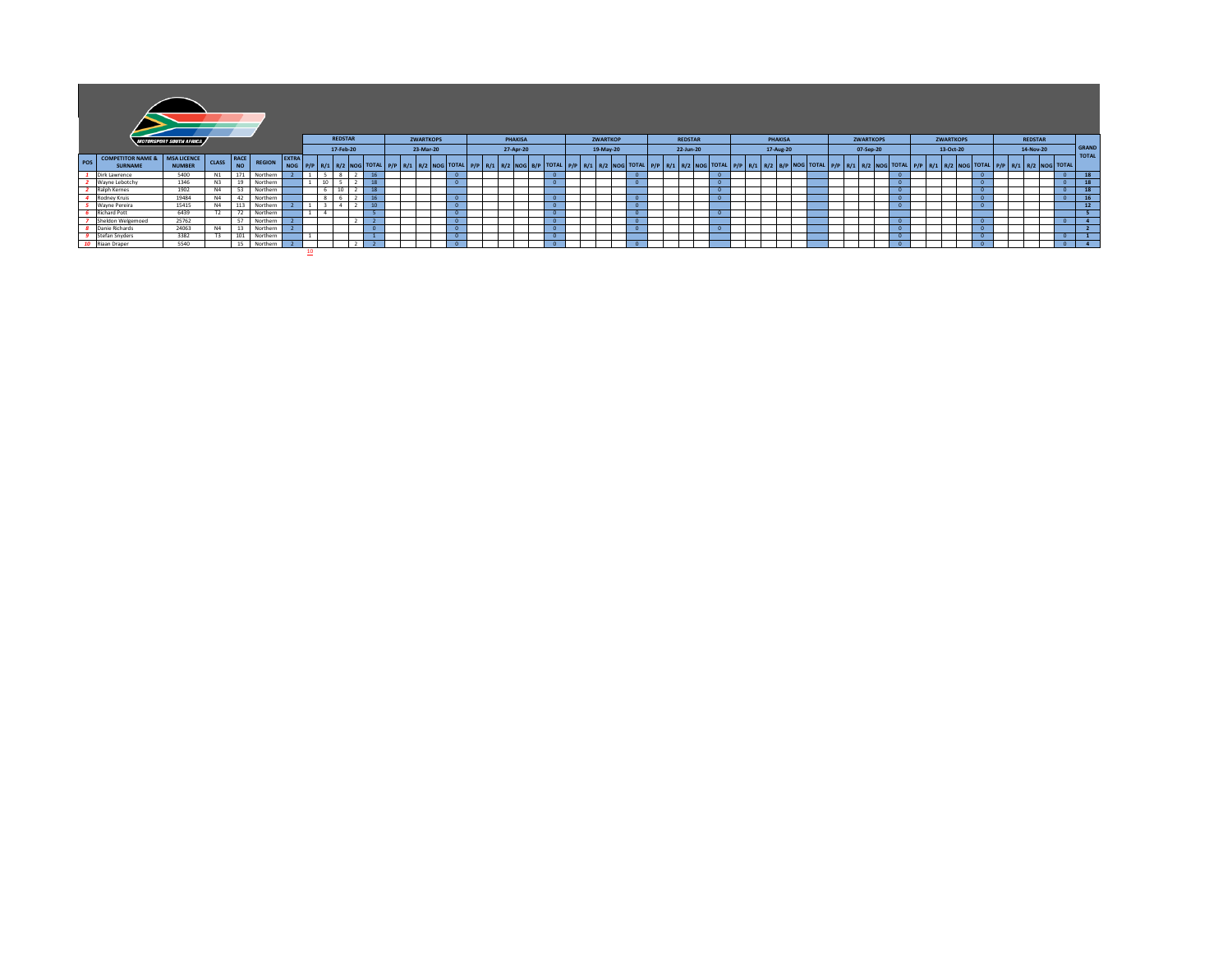| | | | | | | | REDSTAR | | | | | ZWARTKOPS | | | | | PHAKISA | | | | | | ZWARTKOP | | | | | REDSTAR | | | | | PHAKISA | | | | | | ZWARTKOPS | | | | | ZWARTKOPS | | | | | REDSTAR | | | | | |
|---|---|---|---|---|---|---|---|---|---|---|---|---|---|---|---|---|---|---|---|---|---|---|---|---|---|---|---|---|---|---|---|---|---|---|---|---|---|---|---|---|---|---|---|---|---|---|---|---|---|---|---|---|---|---|
| | | | | | | | 17-Feb-20 | | | | | 23-Mar-20 | | | | | 27-Apr-20 | | | | | | 19-May-20 | | | | | 22-Jun-20 | | | | | 17-Aug-20 | | | | | | 07-Sep-20 | | | | | 13-Oct-20 | | | | | 14-Nov-20 | | | | | GRAND TOTAL |
| POS | COMPETITOR NAME & SURNAME | MSA LICENCE NUMBER | CLASS | RACE NO | REGION | EXTRA NOG | P/P | R/1 | R/2 | NOG | TOTAL | P/P | R/1 | R/2 | NOG | TOTAL | P/P | R/1 | R/2 | NOG | B/P | TOTAL | P/P | R/1 | R/2 | NOG | TOTAL | P/P | R/1 | R/2 | NOG | TOTAL | P/P | R/1 | R/2 | B/P | NOG | TOTAL | P/P | R/1 | R/2 | NOG | TOTAL | P/P | R/1 | R/2 | NOG | TOTAL | P/P | R/1 | R/2 | NOG | TOTAL | |
| 1 | Dirk Lawrence | 5400 | N1 | 171 | Northern | 2 | 1 | 5 | 8 | 2 | 16 | | | | | 0 | | | | | | 0 | | | | | 0 | | | | | 0 | | | | | | | | | | | 0 | | | | | 0 | | | | | 0 | 18 |
| 2 | Wayne Lebotchy | 1346 | N3 | 19 | Northern | | 1 | 10 | 5 | 2 | 18 | | | | | 0 | | | | | | 0 | | | | | 0 | | | | | 0 | | | | | | | | | | | 0 | | | | | 0 | | | | | 0 | 18 |
| 2 | Ralph Kernes | 1902 | N4 | 53 | Northern | | | 6 | 10 | 2 | 18 | | | | | | | | | | | | | | | | | | | | | 0 | | | | | | | | | | | 0 | | | | | 0 | | | | | 0 | 18 |
| 4 | Rodney Kruis | 19484 | N4 | 42 | Northern | | | 8 | 6 | 2 | 16 | | | | | 0 | | | | | | 0 | | | | | 0 | | | | | 0 | | | | | | | | | | | 0 | | | | | 0 | | | | | 0 | 16 |
| 5 | Wayne Pereira | 15415 | N4 | 113 | Northern | 2 | 1 | 3 | 4 | 2 | 10 | | | | | 0 | | | | | | 0 | | | | | 0 | | | | | | | | | | | | | | | | 0 | | | | | 0 | | | | | | 12 |
| 6 | Richard Pott | 6439 | T2 | 72 | Northern | | 1 | 4 | | | 5 | | | | | 0 | | | | | | 0 | | | | | 0 | | | | | 0 | | | | | | | | | | | | | | | | | | | | | | 5 |
| 7 | Sheldon Welgemoed | 25762 | | 57 | Northern | 2 | | | | 2 | 2 | | | | | 0 | | | | | | 0 | | | | | 0 | | | | | | | | | | | | | | | | 0 | | | | | 0 | | | | | 0 | 4 |
| 8 | Danie Richards | 24063 | N4 | 13 | Northern | 2 | | | | | 0 | | | | | 0 | | | | | | 0 | | | | | 0 | | | | | 0 | | | | | | | | | | | 0 | | | | | 0 | | | | | | 2 |
| 9 | Stefan Snyders | 3382 | T3 | 101 | Northern | | 1 | | | | 1 | | | | | 0 | | | | | | 0 | | | | | 0 | | | | | | | | | | | | | | | | 0 | | | | | 0 | | | | | 0 | 1 |
| 10 | Riaan Draper | 5540 | | 15 | Northern | 2 | | | | 2 | 2 | | | | | 0 | | | | | | 0 | | | | | 0 | | | | | | | | | | | | | | | | 0 | | | | | 0 | | | | | 0 | 4 |

10